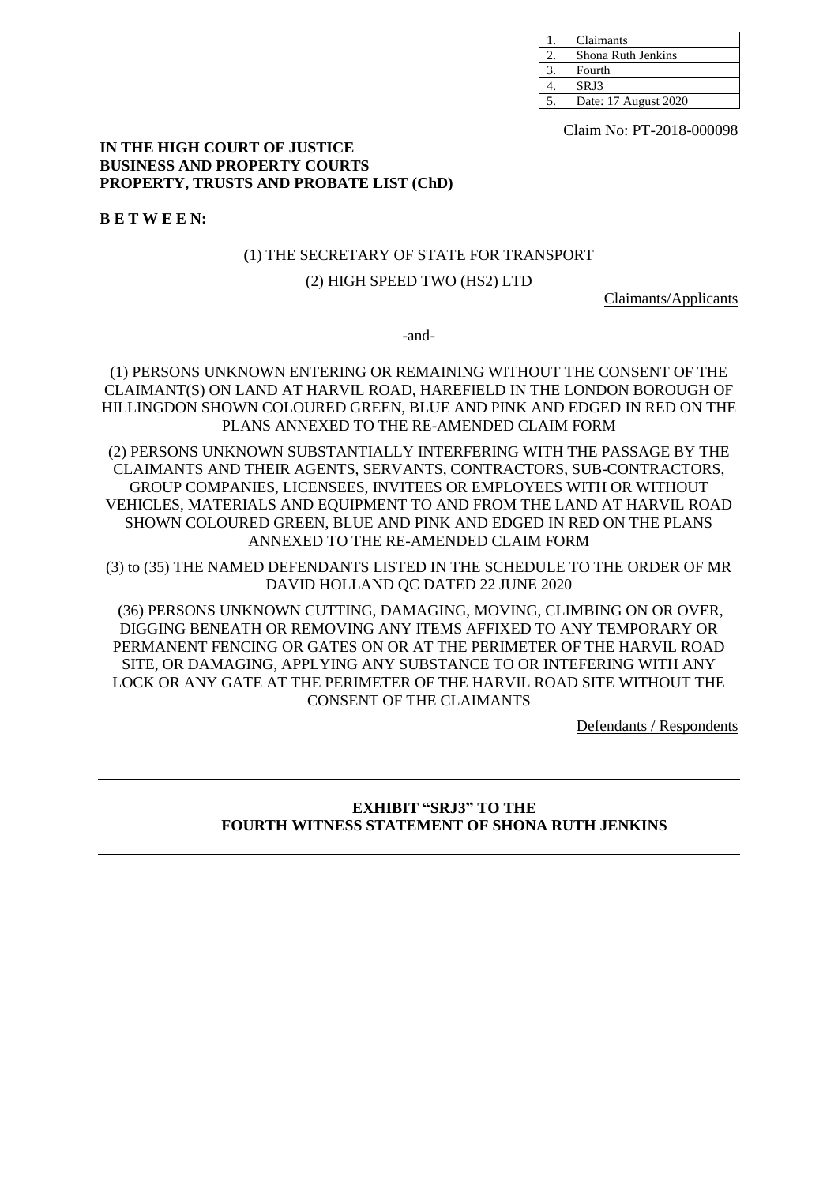| 1. | Claimants |
|---|---|
| 2. | Shona Ruth Jenkins |
| 3. | Fourth |
| 4. | SRJ3 |
| 5. | Date: 17 August 2020 |

Claim No: PT-2018-000098

**IN THE HIGH COURT OF JUSTICE**
**BUSINESS AND PROPERTY COURTS**
**PROPERTY, TRUSTS AND PROBATE LIST (ChD)**

**B E T W E E N:**

(1) THE SECRETARY OF STATE FOR TRANSPORT

(2) HIGH SPEED TWO (HS2) LTD

Claimants/Applicants

-and-

(1) PERSONS UNKNOWN ENTERING OR REMAINING WITHOUT THE CONSENT OF THE CLAIMANT(S) ON LAND AT HARVIL ROAD, HAREFIELD IN THE LONDON BOROUGH OF HILLINGDON SHOWN COLOURED GREEN, BLUE AND PINK AND EDGED IN RED ON THE PLANS ANNEXED TO THE RE-AMENDED CLAIM FORM

(2) PERSONS UNKNOWN SUBSTANTIALLY INTERFERING WITH THE PASSAGE BY THE CLAIMANTS AND THEIR AGENTS, SERVANTS, CONTRACTORS, SUB-CONTRACTORS, GROUP COMPANIES, LICENSEES, INVITEES OR EMPLOYEES WITH OR WITHOUT VEHICLES, MATERIALS AND EQUIPMENT TO AND FROM THE LAND AT HARVIL ROAD SHOWN COLOURED GREEN, BLUE AND PINK AND EDGED IN RED ON THE PLANS ANNEXED TO THE RE-AMENDED CLAIM FORM

(3) to (35) THE NAMED DEFENDANTS LISTED IN THE SCHEDULE TO THE ORDER OF MR DAVID HOLLAND QC DATED 22 JUNE 2020

(36) PERSONS UNKNOWN CUTTING, DAMAGING, MOVING, CLIMBING ON OR OVER, DIGGING BENEATH OR REMOVING ANY ITEMS AFFIXED TO ANY TEMPORARY OR PERMANENT FENCING OR GATES ON OR AT THE PERIMETER OF THE HARVIL ROAD SITE, OR DAMAGING, APPLYING ANY SUBSTANCE TO OR INTEFERING WITH ANY LOCK OR ANY GATE AT THE PERIMETER OF THE HARVIL ROAD SITE WITHOUT THE CONSENT OF THE CLAIMANTS

Defendants / Respondents

---

**EXHIBIT "SRJ3" TO THE**
**FOURTH WITNESS STATEMENT OF SHONA RUTH JENKINS**

---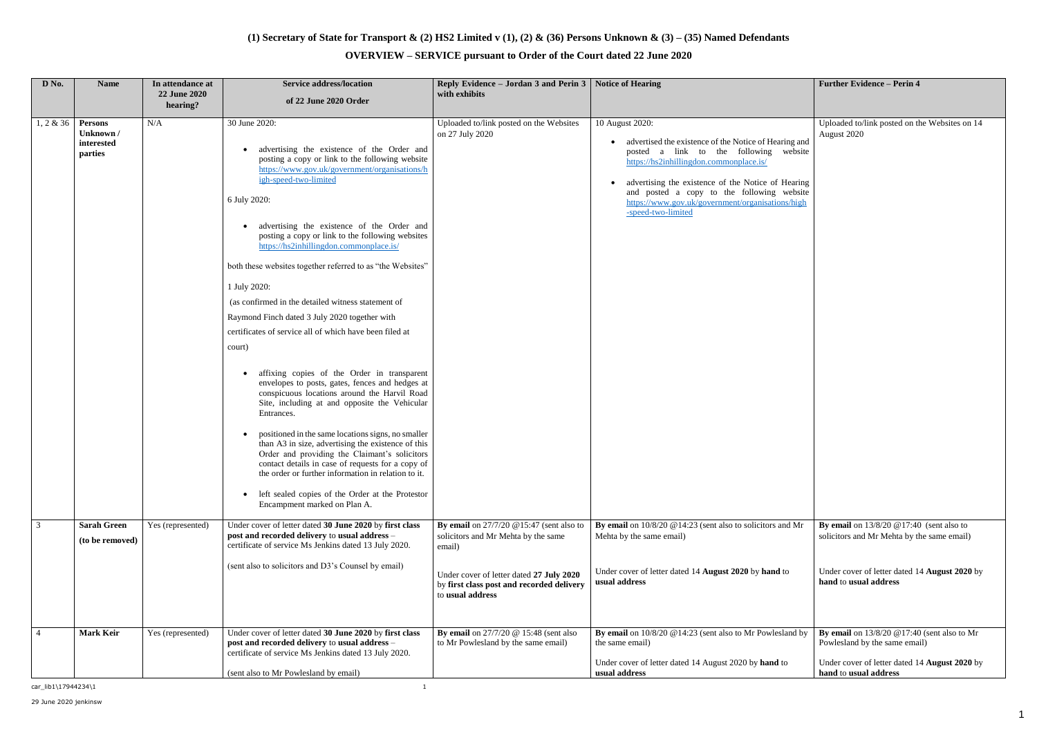**(1) Secretary of State for Transport & (2) HS2 Limited v (1), (2) & (36) Persons Unknown & (3) – (35) Named Defendants**

**OVERVIEW – SERVICE pursuant to Order of the Court dated 22 June 2020**

| D No. | Name | In attendance at 22 June 2020 hearing? | Service address/location of 22 June 2020 Order | Reply Evidence – Jordan 3 and Perin 3 with exhibits | Notice of Hearing | Further Evidence – Perin 4 |
|---|---|---|---|---|---|---|
| 1, 2 & 36 | **Persons Unknown / interested parties** | N/A | 30 June 2020:<br>• advertising the existence of the Order and posting a copy or link to the following website https://www.gov.uk/government/organisations/high-speed-two-limited<br><br>6 July 2020:<br>• advertising the existence of the Order and posting a copy or link to the following websites https://hs2inhillingdon.commonplace.is/<br><br>both these websites together referred to as "the Websites"<br><br>1 July 2020:<br>(as confirmed in the detailed witness statement of Raymond Finch dated 3 July 2020 together with certificates of service all of which have been filed at court)<br>• affixing copies of the Order in transparent envelopes to posts, gates, fences and hedges at conspicuous locations around the Harvil Road Site, including at and opposite the Vehicular Entrances.<br>• positioned in the same locations signs, no smaller than A3 in size, advertising the existence of this Order and providing the Claimant's solicitors contact details in case of requests for a copy of the order or further information in relation to it.<br>• left sealed copies of the Order at the Protestor Encampment marked on Plan A. | Uploaded to/link posted on the Websites on 27 July 2020 | 10 August 2020:<br>• advertised the existence of the Notice of Hearing and posted a link to the following website https://hs2inhillingdon.commonplace.is/<br>• advertising the existence of the Notice of Hearing and posted a copy to the following website https://www.gov.uk/government/organisations/high-speed-two-limited | Uploaded to/link posted on the Websites on 14 August 2020 |
| 3 | **Sarah Green (to be removed)** | Yes (represented) | Under cover of letter dated **30 June 2020** by **first class post and recorded delivery** to **usual address** – certificate of service Ms Jenkins dated 13 July 2020.<br><br>(sent also to solicitors and D3's Counsel by email) | **By email** on 27/7/20 @15:47 (sent also to solicitors and Mr Mehta by the same email)<br><br>Under cover of letter dated **27 July 2020** by **first class post and recorded delivery** to **usual address** | **By email** on 10/8/20 @14:23 (sent also to solicitors and Mr Mehta by the same email)<br><br>Under cover of letter dated 14 **August 2020** by **hand** to **usual address** | **By email** on 13/8/20 @17:40 (sent also to solicitors and Mr Mehta by the same email)<br><br>Under cover of letter dated 14 **August 2020** by **hand** to **usual address** |
| 4 | **Mark Keir** | Yes (represented) | Under cover of letter dated **30 June 2020** by **first class post and recorded delivery** to **usual address** – certificate of service Ms Jenkins dated 13 July 2020.<br><br>(sent also to Mr Powlesland by email) | **By email** on 27/7/20 @ 15:48 (sent also to Mr Powlesland by the same email) | **By email** on 10/8/20 @14:23 (sent also to Mr Powlesland by the same email)<br><br>Under cover of letter dated 14 August 2020 by **hand** to **usual address** | **By email** on 13/8/20 @17:40 (sent also to Mr Powlesland by the same email)<br><br>Under cover of letter dated 14 **August 2020** by **hand** to **usual address** |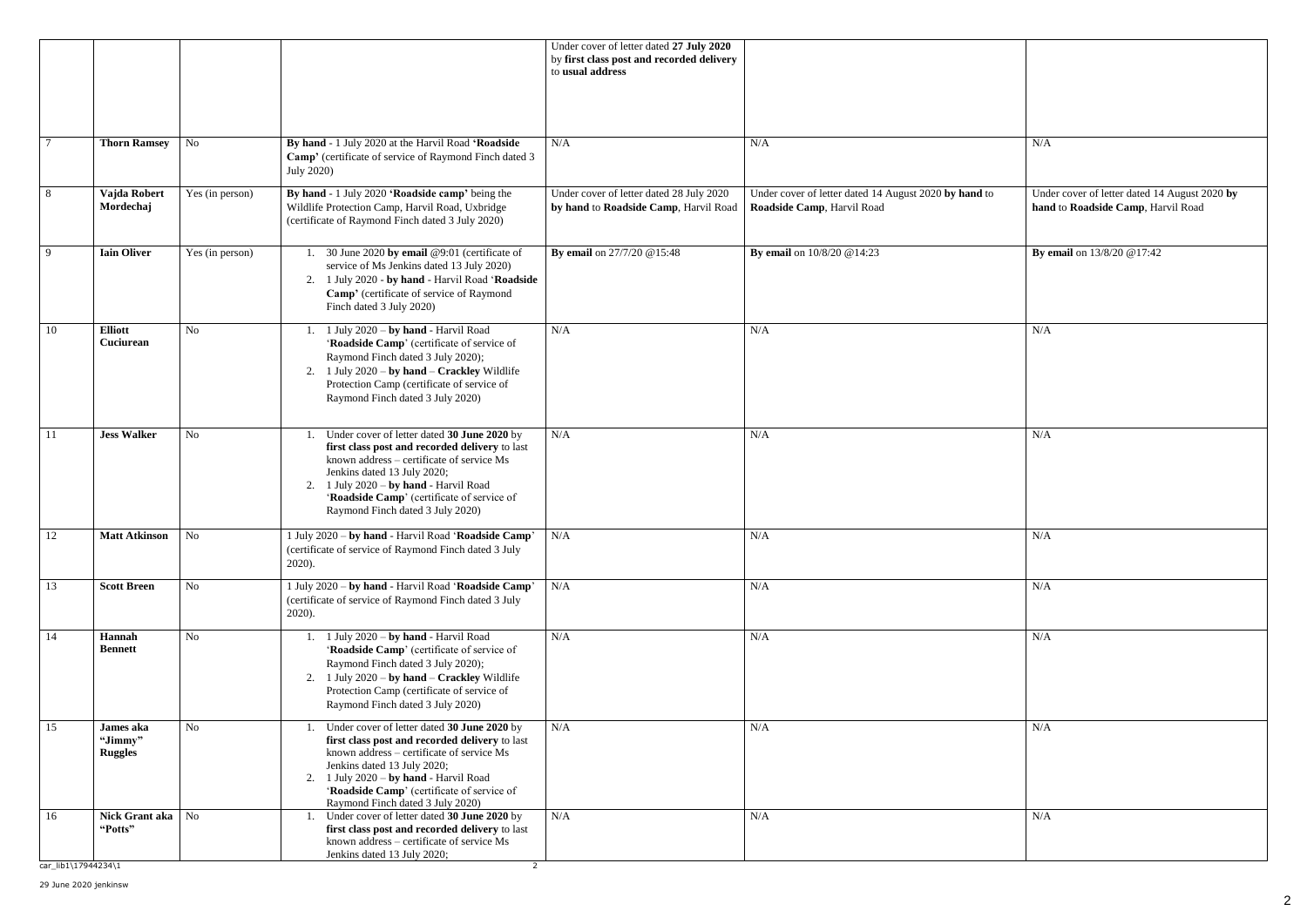| | | | | Under cover of letter dated **27 July 2020** by **first class post and recorded delivery** to **usual address** | | |
|---|---|---|---|---|---|---|
| 7 | **Thorn Ramsey** | No | **By hand** - 1 July 2020 at the Harvil Road **'Roadside Camp'** (certificate of service of Raymond Finch dated 3 July 2020) | N/A | N/A | N/A |
| 8 | **Vajda Robert Mordechaj** | Yes (in person) | **By hand** - 1 July 2020 **'Roadside camp'** being the Wildlife Protection Camp, Harvil Road, Uxbridge (certificate of Raymond Finch dated 3 July 2020) | Under cover of letter dated 28 July 2020 **by hand** to **Roadside Camp**, Harvil Road | Under cover of letter dated 14 August 2020 **by hand** to **Roadside Camp**, Harvil Road | Under cover of letter dated 14 August 2020 **by hand** to **Roadside Camp**, Harvil Road |
| 9 | **Iain Oliver** | Yes (in person) | 1. 30 June 2020 **by email** @9:01 (certificate of service of Ms Jenkins dated 13 July 2020)<br>2. 1 July 2020 - **by hand** - Harvil Road '**Roadside Camp'** (certificate of service of Raymond Finch dated 3 July 2020) | **By email** on 27/7/20 @15:48 | **By email** on 10/8/20 @14:23 | **By email** on 13/8/20 @17:42 |
| 10 | **Elliott Cuciurean** | No | 1. 1 July 2020 – **by hand** - Harvil Road '**Roadside Camp**' (certificate of service of Raymond Finch dated 3 July 2020);<br>2. 1 July 2020 – **by hand** – **Crackley** Wildlife Protection Camp (certificate of service of Raymond Finch dated 3 July 2020) | N/A | N/A | N/A |
| 11 | **Jess Walker** | No | 1. Under cover of letter dated **30 June 2020** by **first class post and recorded delivery** to last known address – certificate of service Ms Jenkins dated 13 July 2020;<br>2. 1 July 2020 – **by hand** - Harvil Road '**Roadside Camp**' (certificate of service of Raymond Finch dated 3 July 2020) | N/A | N/A | N/A |
| 12 | **Matt Atkinson** | No | 1 July 2020 – **by hand** - Harvil Road '**Roadside Camp**' (certificate of service of Raymond Finch dated 3 July 2020). | N/A | N/A | N/A |
| 13 | **Scott Breen** | No | 1 July 2020 – **by hand** - Harvil Road '**Roadside Camp**' (certificate of service of Raymond Finch dated 3 July 2020). | N/A | N/A | N/A |
| 14 | **Hannah Bennett** | No | 1. 1 July 2020 – **by hand** - Harvil Road '**Roadside Camp**' (certificate of service of Raymond Finch dated 3 July 2020);<br>2. 1 July 2020 – **by hand** – **Crackley** Wildlife Protection Camp (certificate of service of Raymond Finch dated 3 July 2020) | N/A | N/A | N/A |
| 15 | **James aka "Jimmy" Ruggles** | No | 1. Under cover of letter dated **30 June 2020** by **first class post and recorded delivery** to last known address – certificate of service Ms Jenkins dated 13 July 2020;<br>2. 1 July 2020 – **by hand** - Harvil Road '**Roadside Camp**' (certificate of service of Raymond Finch dated 3 July 2020) | N/A | N/A | N/A |
| 16 | **Nick Grant aka "Potts"** | No | 1. Under cover of letter dated **30 June 2020** by **first class post and recorded delivery** to last known address – certificate of service Ms Jenkins dated 13 July 2020; | N/A | N/A | N/A |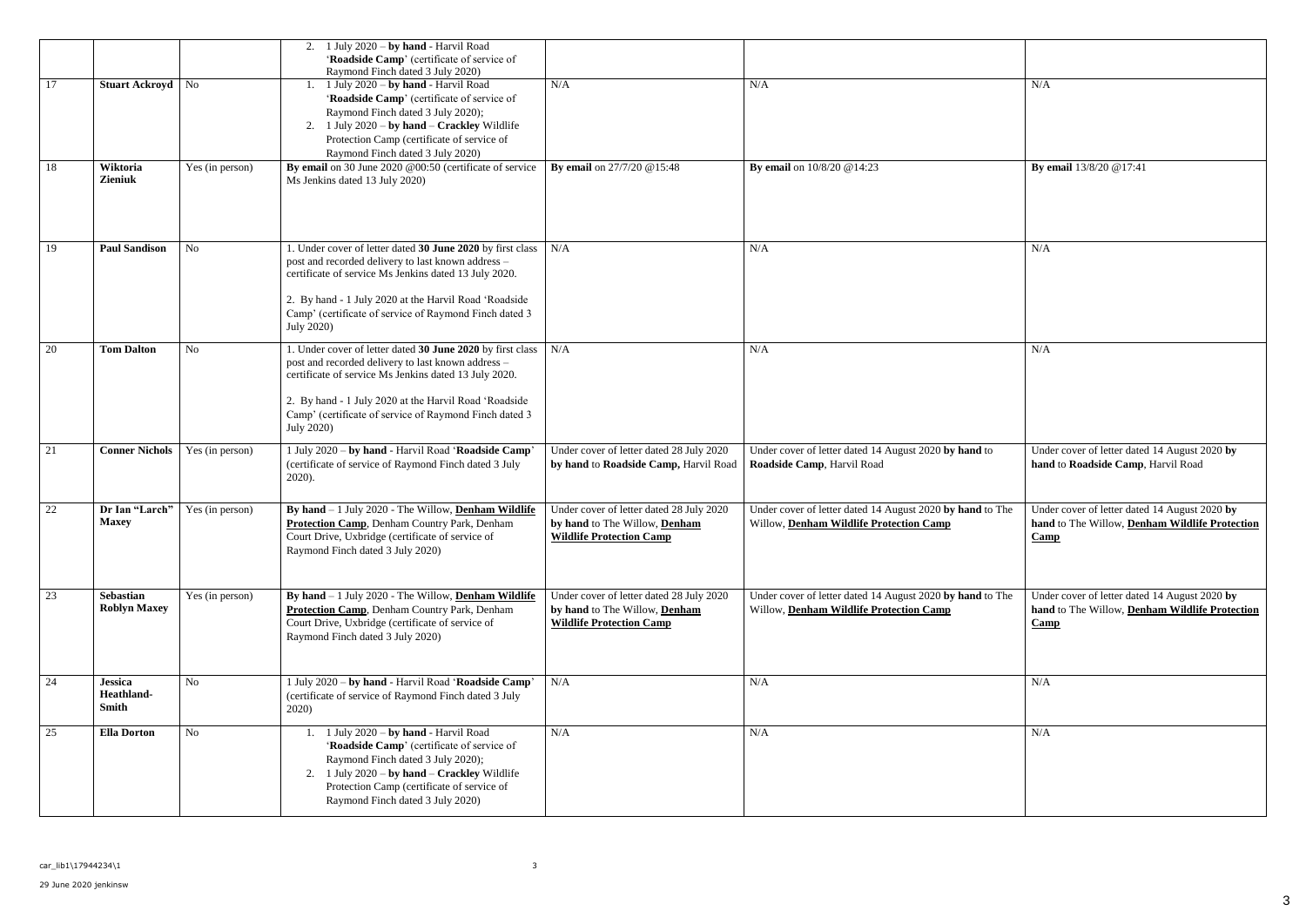| | | | | | | |
|---|---|---|---|---|---|---|
| | | | 2. 1 July 2020 – **by hand** - Harvil Road '**Roadside Camp**' (certificate of service of Raymond Finch dated 3 July 2020) | | | |
| 17 | **Stuart Ackroyd** | No | 1. 1 July 2020 – **by hand** - Harvil Road '**Roadside Camp**' (certificate of service of Raymond Finch dated 3 July 2020); 2. 1 July 2020 – **by hand** – **Crackley** Wildlife Protection Camp (certificate of service of Raymond Finch dated 3 July 2020) | N/A | N/A | N/A |
| 18 | **Wiktoria Zieniuk** | Yes (in person) | **By email** on 30 June 2020 @00:50 (certificate of service Ms Jenkins dated 13 July 2020) | **By email** on 27/7/20 @15:48 | **By email** on 10/8/20 @14:23 | **By email** 13/8/20 @17:41 |
| 19 | **Paul Sandison** | No | 1. Under cover of letter dated **30 June 2020** by first class post and recorded delivery to last known address – certificate of service Ms Jenkins dated 13 July 2020. 2. By hand - 1 July 2020 at the Harvil Road 'Roadside Camp' (certificate of service of Raymond Finch dated 3 July 2020) | N/A | N/A | N/A |
| 20 | **Tom Dalton** | No | 1. Under cover of letter dated **30 June 2020** by first class post and recorded delivery to last known address – certificate of service Ms Jenkins dated 13 July 2020. 2. By hand - 1 July 2020 at the Harvil Road 'Roadside Camp' (certificate of service of Raymond Finch dated 3 July 2020) | N/A | N/A | N/A |
| 21 | **Conner Nichols** | Yes (in person) | 1 July 2020 – **by hand** - Harvil Road '**Roadside Camp**' (certificate of service of Raymond Finch dated 3 July 2020). | Under cover of letter dated 28 July 2020 **by hand** to **Roadside Camp,** Harvil Road | Under cover of letter dated 14 August 2020 **by hand** to **Roadside Camp**, Harvil Road | Under cover of letter dated 14 August 2020 **by hand** to **Roadside Camp**, Harvil Road |
| 22 | **Dr Ian "Larch" Maxey** | Yes (in person) | **By hand** – 1 July 2020 - The Willow, **Denham Wildlife Protection Camp**, Denham Country Park, Denham Court Drive, Uxbridge (certificate of service of Raymond Finch dated 3 July 2020) | Under cover of letter dated 28 July 2020 **by hand** to The Willow, **Denham Wildlife Protection Camp** | Under cover of letter dated 14 August 2020 **by hand** to The Willow, **Denham Wildlife Protection Camp** | Under cover of letter dated 14 August 2020 **by hand** to The Willow, **Denham Wildlife Protection Camp** |
| 23 | **Sebastian Roblyn Maxey** | Yes (in person) | **By hand** – 1 July 2020 - The Willow, **Denham Wildlife Protection Camp**, Denham Country Park, Denham Court Drive, Uxbridge (certificate of service of Raymond Finch dated 3 July 2020) | Under cover of letter dated 28 July 2020 **by hand** to The Willow, **Denham Wildlife Protection Camp** | Under cover of letter dated 14 August 2020 **by hand** to The Willow, **Denham Wildlife Protection Camp** | Under cover of letter dated 14 August 2020 **by hand** to The Willow, **Denham Wildlife Protection Camp** |
| 24 | **Jessica Heathland-Smith** | No | 1 July 2020 – **by hand** - Harvil Road '**Roadside Camp**' (certificate of service of Raymond Finch dated 3 July 2020) | N/A | N/A | N/A |
| 25 | **Ella Dorton** | No | 1. 1 July 2020 – **by hand** - Harvil Road '**Roadside Camp**' (certificate of service of Raymond Finch dated 3 July 2020); 2. 1 July 2020 – **by hand** – **Crackley** Wildlife Protection Camp (certificate of service of Raymond Finch dated 3 July 2020) | N/A | N/A | N/A |

car_lib1\17944234\1

29 June 2020 jenkinsw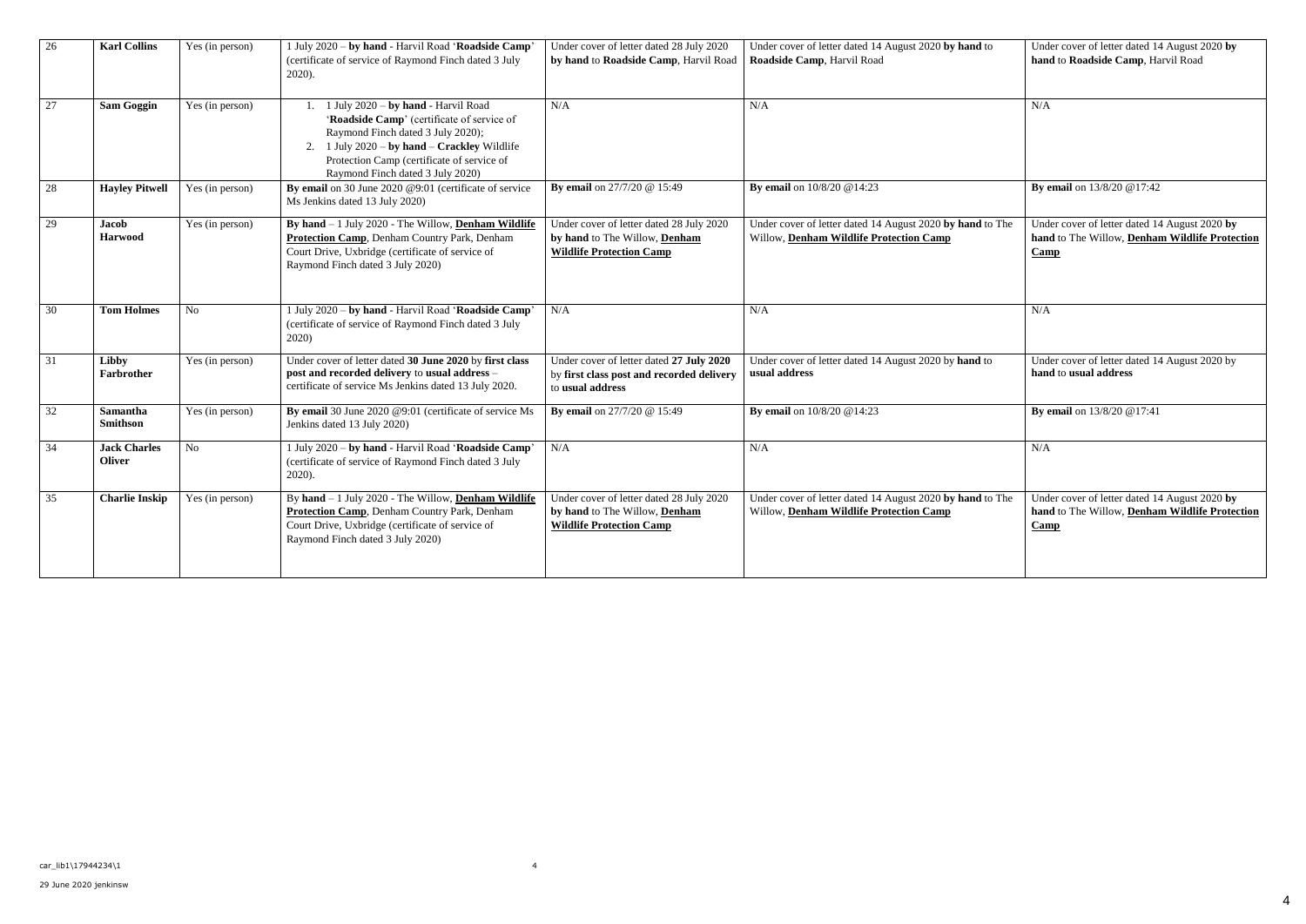| | | | | | | |
|---|---|---|---|---|---|---|
| 26 | **Karl Collins** | Yes (in person) | 1 July 2020 – **by hand** - Harvil Road '**Roadside Camp**' (certificate of service of Raymond Finch dated 3 July 2020). | Under cover of letter dated 28 July 2020 **by hand** to **Roadside Camp**, Harvil Road | Under cover of letter dated 14 August 2020 **by hand** to **Roadside Camp**, Harvil Road | Under cover of letter dated 14 August 2020 **by hand** to **Roadside Camp**, Harvil Road |
| 27 | **Sam Goggin** | Yes (in person) | 1. 1 July 2020 – **by hand** - Harvil Road '**Roadside Camp**' (certificate of service of Raymond Finch dated 3 July 2020);<br>2. 1 July 2020 – **by hand** – **Crackley** Wildlife Protection Camp (certificate of service of Raymond Finch dated 3 July 2020) | N/A | N/A | N/A |
| 28 | **Hayley Pitwell** | Yes (in person) | **By email** on 30 June 2020 @9:01 (certificate of service Ms Jenkins dated 13 July 2020) | **By email** on 27/7/20 @ 15:49 | **By email** on 10/8/20 @14:23 | **By email** on 13/8/20 @17:42 |
| 29 | **Jacob Harwood** | Yes (in person) | **By hand** – 1 July 2020 - The Willow, **Denham Wildlife Protection Camp**, Denham Country Park, Denham Court Drive, Uxbridge (certificate of service of Raymond Finch dated 3 July 2020) | Under cover of letter dated 28 July 2020 **by hand** to The Willow, **Denham Wildlife Protection Camp** | Under cover of letter dated 14 August 2020 **by hand** to The Willow, **Denham Wildlife Protection Camp** | Under cover of letter dated 14 August 2020 **by hand** to The Willow, **Denham Wildlife Protection Camp** |
| 30 | **Tom Holmes** | No | 1 July 2020 – **by hand** - Harvil Road '**Roadside Camp**' (certificate of service of Raymond Finch dated 3 July 2020) | N/A | N/A | N/A |
| 31 | **Libby Farbrother** | Yes (in person) | Under cover of letter dated **30 June 2020** by **first class post and recorded delivery** to **usual address** – certificate of service Ms Jenkins dated 13 July 2020. | Under cover of letter dated **27 July 2020** by **first class post and recorded delivery** to **usual address** | Under cover of letter dated 14 August 2020 by **hand** to **usual address** | Under cover of letter dated 14 August 2020 by **hand** to **usual address** |
| 32 | **Samantha Smithson** | Yes (in person) | **By email** 30 June 2020 @9:01 (certificate of service Ms Jenkins dated 13 July 2020) | **By email** on 27/7/20 @ 15:49 | **By email** on 10/8/20 @14:23 | **By email** on 13/8/20 @17:41 |
| 34 | **Jack Charles Oliver** | No | 1 July 2020 – **by hand** - Harvil Road '**Roadside Camp**' (certificate of service of Raymond Finch dated 3 July 2020). | N/A | N/A | N/A |
| 35 | **Charlie Inskip** | Yes (in person) | By **hand** – 1 July 2020 - The Willow, **Denham Wildlife Protection Camp**, Denham Country Park, Denham Court Drive, Uxbridge (certificate of service of Raymond Finch dated 3 July 2020) | Under cover of letter dated 28 July 2020 **by hand** to The Willow, **Denham Wildlife Protection Camp** | Under cover of letter dated 14 August 2020 **by hand** to The Willow, **Denham Wildlife Protection Camp** | Under cover of letter dated 14 August 2020 **by hand** to The Willow, **Denham Wildlife Protection Camp** |